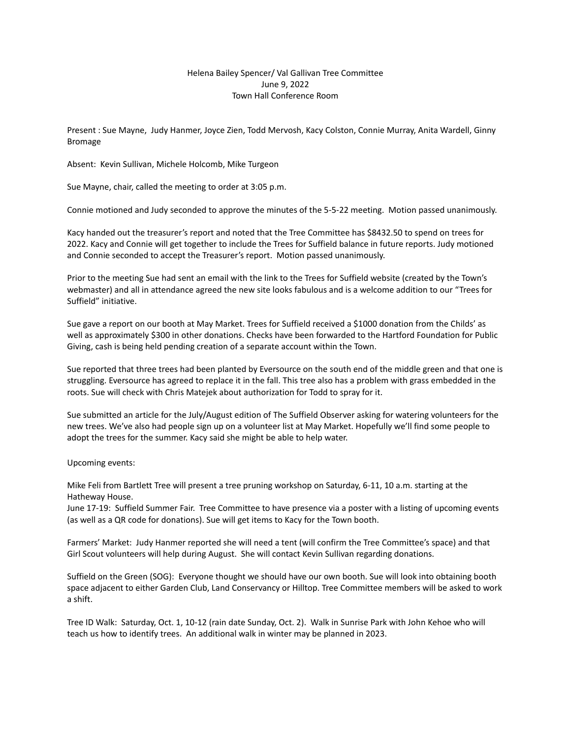Helena Bailey Spencer/ Val Gallivan Tree Committee
June 9, 2022
Town Hall Conference Room

Present : Sue Mayne, Judy Hanmer, Joyce Zien, Todd Mervosh, Kacy Colston, Connie Murray, Anita Wardell, Ginny Bromage

Absent: Kevin Sullivan, Michele Holcomb, Mike Turgeon

Sue Mayne, chair, called the meeting to order at 3:05 p.m.

Connie motioned and Judy seconded to approve the minutes of the 5-5-22 meeting. Motion passed unanimously.

Kacy handed out the treasurer's report and noted that the Tree Committee has $8432.50 to spend on trees for 2022. Kacy and Connie will get together to include the Trees for Suffield balance in future reports. Judy motioned and Connie seconded to accept the Treasurer's report. Motion passed unanimously.

Prior to the meeting Sue had sent an email with the link to the Trees for Suffield website (created by the Town's webmaster) and all in attendance agreed the new site looks fabulous and is a welcome addition to our "Trees for Suffield" initiative.

Sue gave a report on our booth at May Market. Trees for Suffield received a $1000 donation from the Childs' as well as approximately $300 in other donations. Checks have been forwarded to the Hartford Foundation for Public Giving, cash is being held pending creation of a separate account within the Town.

Sue reported that three trees had been planted by Eversource on the south end of the middle green and that one is struggling. Eversource has agreed to replace it in the fall. This tree also has a problem with grass embedded in the roots. Sue will check with Chris Matejek about authorization for Todd to spray for it.

Sue submitted an article for the July/August edition of The Suffield Observer asking for watering volunteers for the new trees. We've also had people sign up on a volunteer list at May Market. Hopefully we'll find some people to adopt the trees for the summer. Kacy said she might be able to help water.

Upcoming events:

Mike Feli from Bartlett Tree will present a tree pruning workshop on Saturday, 6-11, 10 a.m. starting at the Hatheway House.
June 17-19: Suffield Summer Fair. Tree Committee to have presence via a poster with a listing of upcoming events (as well as a QR code for donations). Sue will get items to Kacy for the Town booth.

Farmers' Market: Judy Hanmer reported she will need a tent (will confirm the Tree Committee's space) and that Girl Scout volunteers will help during August. She will contact Kevin Sullivan regarding donations.

Suffield on the Green (SOG): Everyone thought we should have our own booth. Sue will look into obtaining booth space adjacent to either Garden Club, Land Conservancy or Hilltop. Tree Committee members will be asked to work a shift.

Tree ID Walk: Saturday, Oct. 1, 10-12 (rain date Sunday, Oct. 2). Walk in Sunrise Park with John Kehoe who will teach us how to identify trees. An additional walk in winter may be planned in 2023.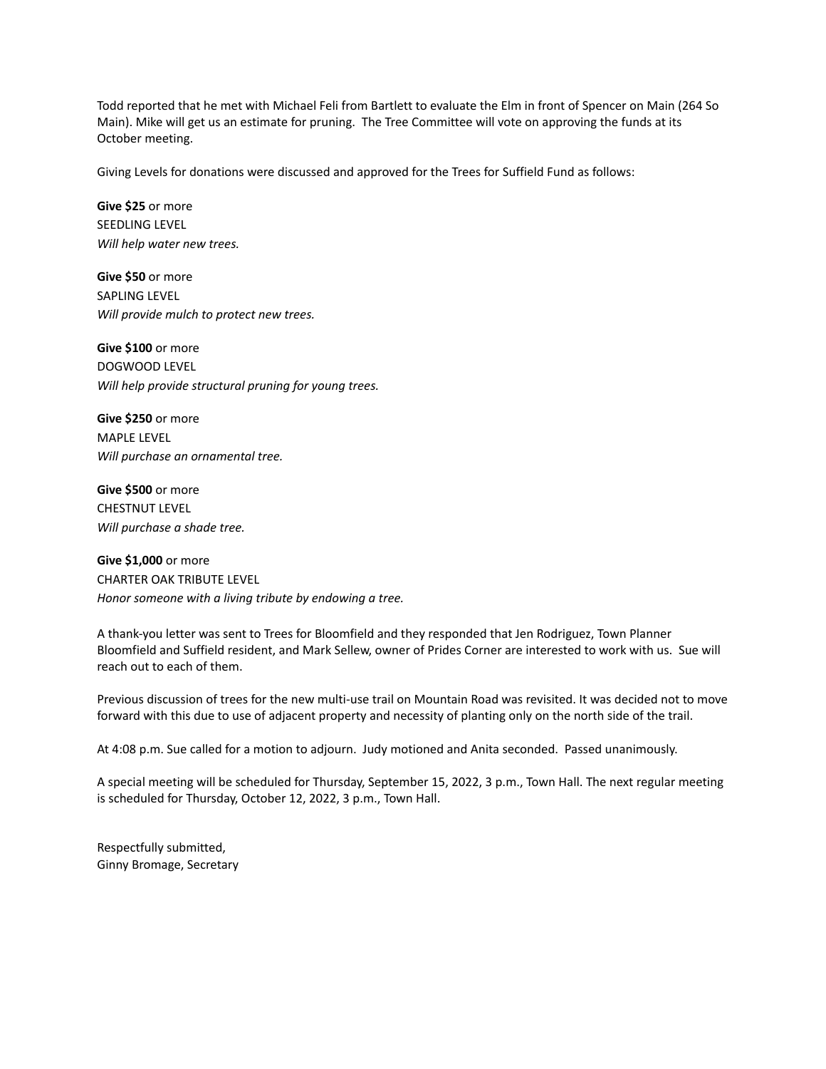Todd reported that he met with Michael Feli from Bartlett to evaluate the Elm in front of Spencer on Main (264 So Main). Mike will get us an estimate for pruning. The Tree Committee will vote on approving the funds at its October meeting.

Giving Levels for donations were discussed and approved for the Trees for Suffield Fund as follows:

**Give $25** or more
SEEDLING LEVEL
*Will help water new trees.*

**Give $50** or more
SAPLING LEVEL
*Will provide mulch to protect new trees.*

**Give $100** or more
DOGWOOD LEVEL
*Will help provide structural pruning for young trees.*

**Give $250** or more
MAPLE LEVEL
*Will purchase an ornamental tree.*

**Give $500** or more
CHESTNUT LEVEL
*Will purchase a shade tree.*

**Give $1,000** or more
CHARTER OAK TRIBUTE LEVEL
*Honor someone with a living tribute by endowing a tree.*

A thank-you letter was sent to Trees for Bloomfield and they responded that Jen Rodriguez, Town Planner Bloomfield and Suffield resident, and Mark Sellew, owner of Prides Corner are interested to work with us. Sue will reach out to each of them.

Previous discussion of trees for the new multi-use trail on Mountain Road was revisited. It was decided not to move forward with this due to use of adjacent property and necessity of planting only on the north side of the trail.

At 4:08 p.m. Sue called for a motion to adjourn. Judy motioned and Anita seconded. Passed unanimously.

A special meeting will be scheduled for Thursday, September 15, 2022, 3 p.m., Town Hall. The next regular meeting is scheduled for Thursday, October 12, 2022, 3 p.m., Town Hall.

Respectfully submitted,
Ginny Bromage, Secretary